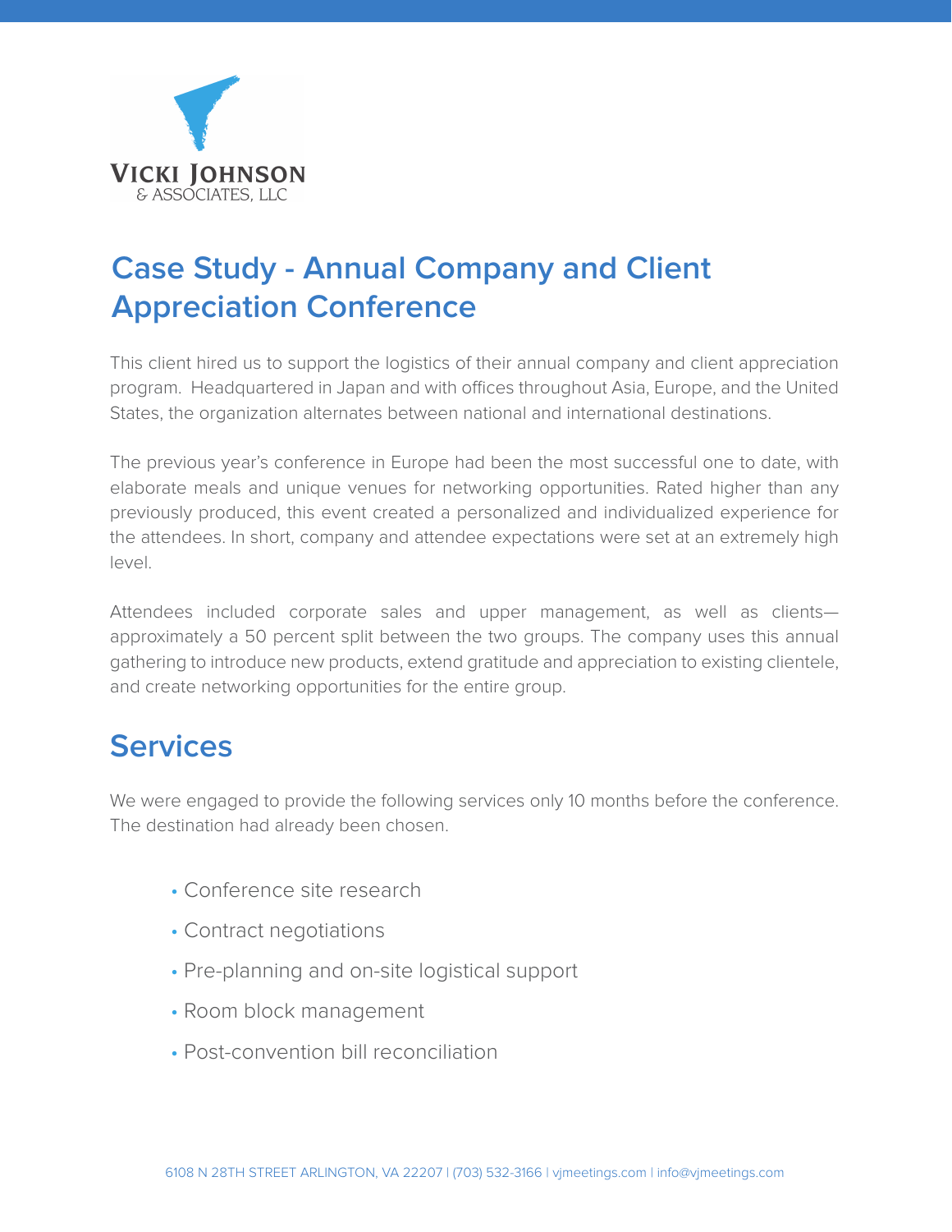VICKI JOHNSON
& ASSOCIATES, LLC

# Case Study - Annual Company and Client Appreciation Conference

This client hired us to support the logistics of their annual company and client appreciation program. Headquartered in Japan and with offices throughout Asia, Europe, and the United States, the organization alternates between national and international destinations.

The previous year's conference in Europe had been the most successful one to date, with elaborate meals and unique venues for networking opportunities. Rated higher than any previously produced, this event created a personalized and individualized experience for the attendees. In short, company and attendee expectations were set at an extremely high level.

Attendees included corporate sales and upper management, as well as clients—approximately a 50 percent split between the two groups. The company uses this annual gathering to introduce new products, extend gratitude and appreciation to existing clientele, and create networking opportunities for the entire group.

## Services

We were engaged to provide the following services only 10 months before the conference. The destination had already been chosen.

- Conference site research
- Contract negotiations
- Pre-planning and on-site logistical support
- Room block management
- Post-convention bill reconciliation

6108 N 28TH STREET ARLINGTON, VA 22207 | (703) 532-3166 | vjmeetings.com | info@vjmeetings.com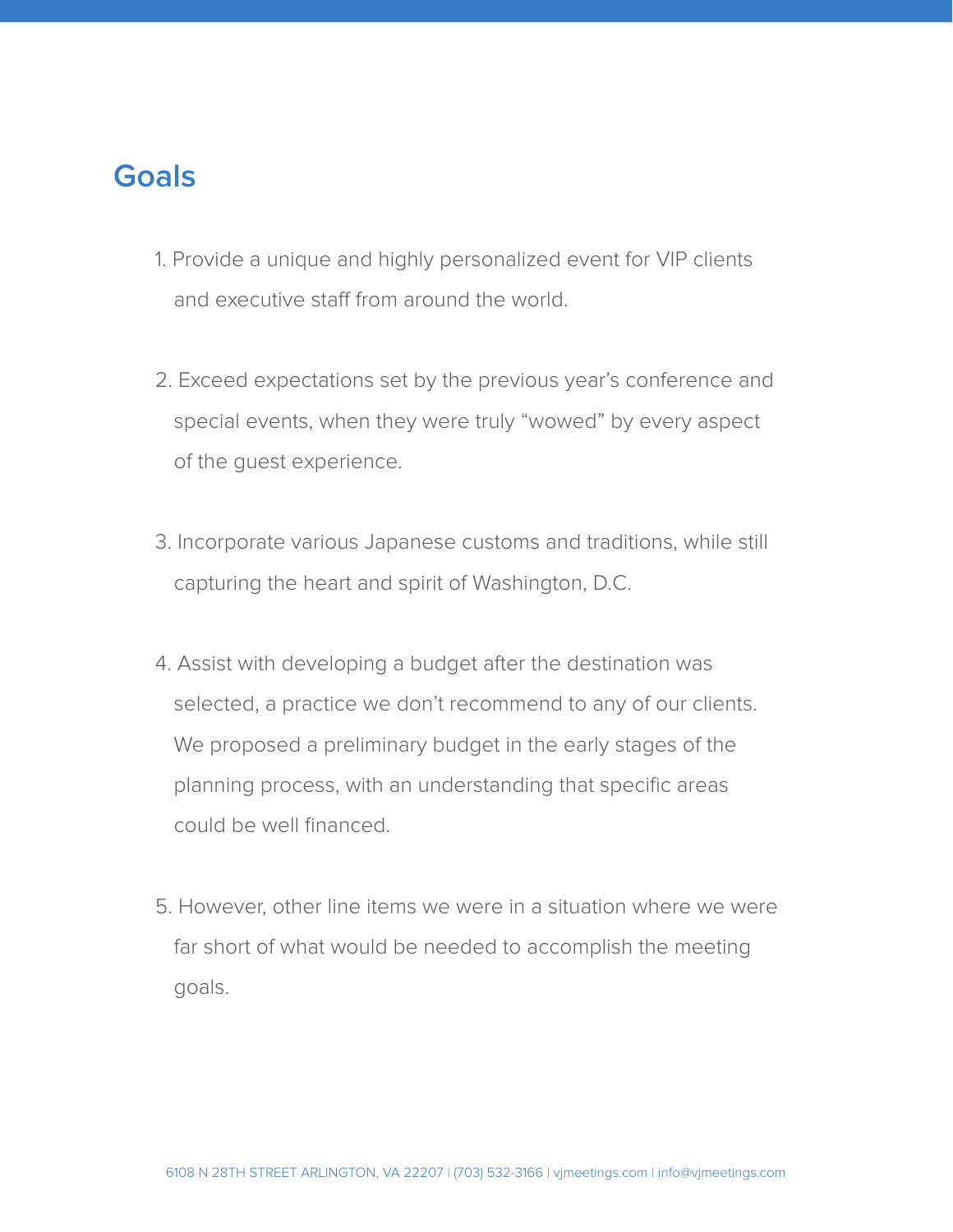## Goals

1. Provide a unique and highly personalized event for VIP clients and executive staff from around the world.

2. Exceed expectations set by the previous year's conference and special events, when they were truly "wowed" by every aspect of the guest experience.

3. Incorporate various Japanese customs and traditions, while still capturing the heart and spirit of Washington, D.C.

4. Assist with developing a budget after the destination was selected, a practice we don't recommend to any of our clients. We proposed a preliminary budget in the early stages of the planning process, with an understanding that specific areas could be well financed.

5. However, other line items we were in a situation where we were far short of what would be needed to accomplish the meeting goals.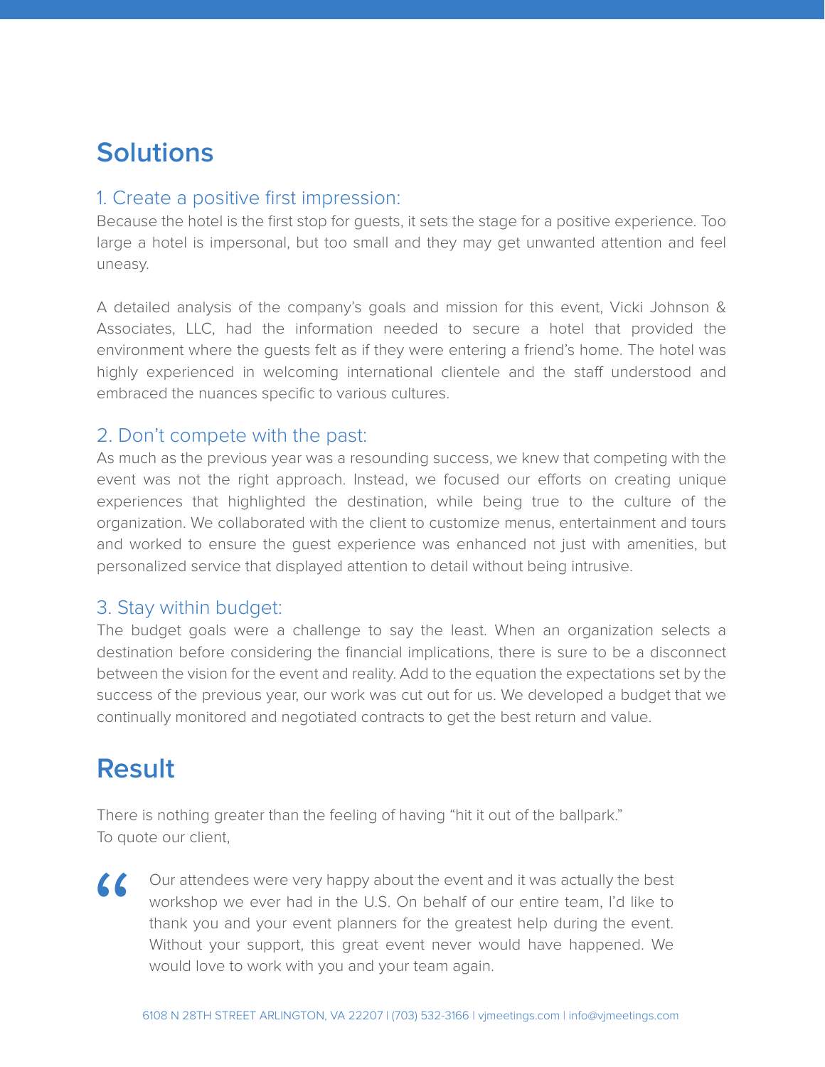## Solutions

### 1. Create a positive first impression:

Because the hotel is the first stop for guests, it sets the stage for a positive experience. Too large a hotel is impersonal, but too small and they may get unwanted attention and feel uneasy.

A detailed analysis of the company's goals and mission for this event, Vicki Johnson & Associates, LLC, had the information needed to secure a hotel that provided the environment where the guests felt as if they were entering a friend's home. The hotel was highly experienced in welcoming international clientele and the staff understood and embraced the nuances specific to various cultures.

### 2. Don't compete with the past:

As much as the previous year was a resounding success, we knew that competing with the event was not the right approach. Instead, we focused our efforts on creating unique experiences that highlighted the destination, while being true to the culture of the organization. We collaborated with the client to customize menus, entertainment and tours and worked to ensure the guest experience was enhanced not just with amenities, but personalized service that displayed attention to detail without being intrusive.

### 3. Stay within budget:

The budget goals were a challenge to say the least. When an organization selects a destination before considering the financial implications, there is sure to be a disconnect between the vision for the event and reality. Add to the equation the expectations set by the success of the previous year, our work was cut out for us. We developed a budget that we continually monitored and negotiated contracts to get the best return and value.

## Result

There is nothing greater than the feeling of having "hit it out of the ballpark."
To quote our client,

> Our attendees were very happy about the event and it was actually the best workshop we ever had in the U.S. On behalf of our entire team, I'd like to thank you and your event planners for the greatest help during the event. Without your support, this great event never would have happened. We would love to work with you and your team again.

6108 N 28TH STREET ARLINGTON, VA 22207 | (703) 532-3166 | vjmeetings.com | info@vjmeetings.com